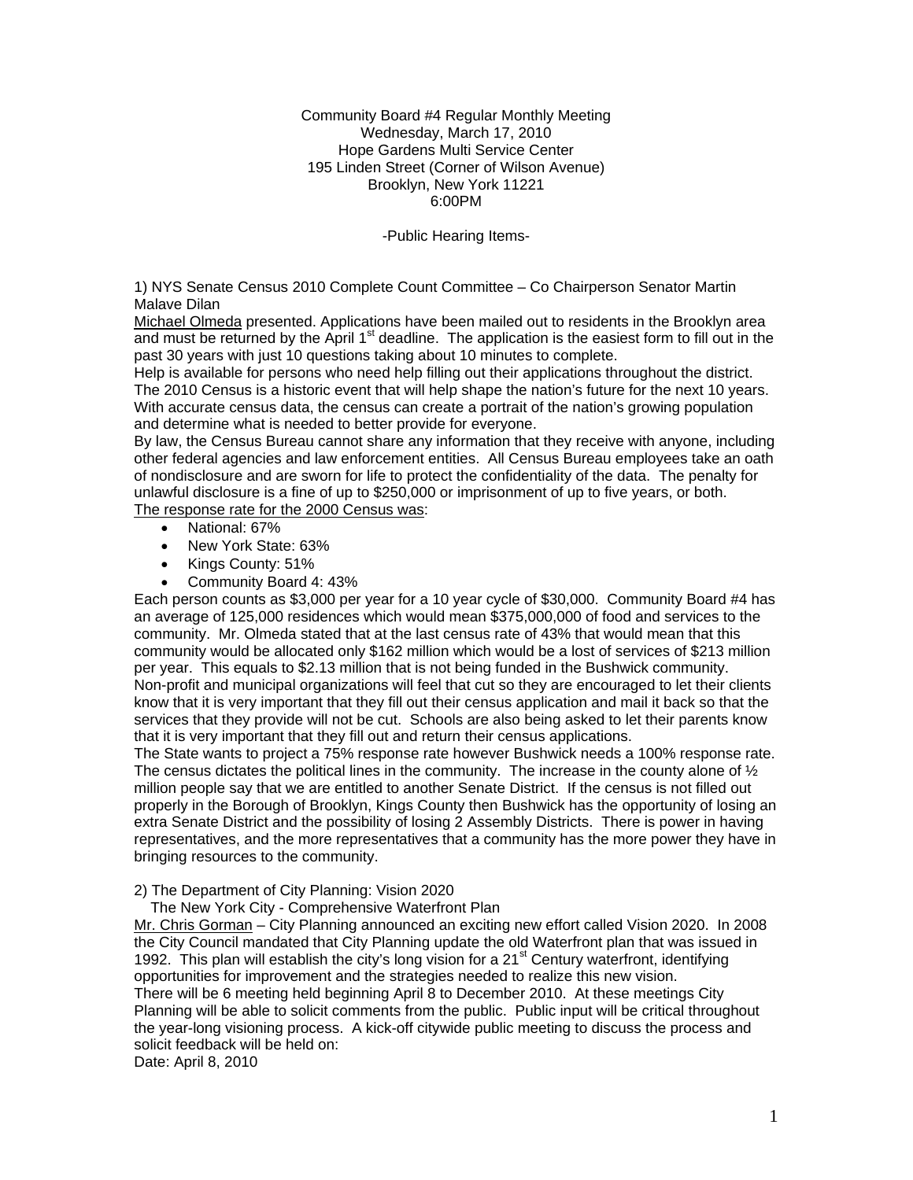Community Board #4 Regular Monthly Meeting
Wednesday, March 17, 2010
Hope Gardens Multi Service Center
195 Linden Street (Corner of Wilson Avenue)
Brooklyn, New York 11221
6:00PM

-Public Hearing Items-

1) NYS Senate Census 2010 Complete Count Committee – Co Chairperson Senator Martin Malave Dilan

Michael Olmeda presented. Applications have been mailed out to residents in the Brooklyn area and must be returned by the April 1st deadline. The application is the easiest form to fill out in the past 30 years with just 10 questions taking about 10 minutes to complete.

Help is available for persons who need help filling out their applications throughout the district. The 2010 Census is a historic event that will help shape the nation's future for the next 10 years. With accurate census data, the census can create a portrait of the nation's growing population and determine what is needed to better provide for everyone.

By law, the Census Bureau cannot share any information that they receive with anyone, including other federal agencies and law enforcement entities. All Census Bureau employees take an oath of nondisclosure and are sworn for life to protect the confidentiality of the data. The penalty for unlawful disclosure is a fine of up to $250,000 or imprisonment of up to five years, or both.

The response rate for the 2000 Census was:

- National: 67%
- New York State: 63%
- Kings County: 51%
- Community Board 4: 43%

Each person counts as $3,000 per year for a 10 year cycle of $30,000. Community Board #4 has an average of 125,000 residences which would mean $375,000,000 of food and services to the community. Mr. Olmeda stated that at the last census rate of 43% that would mean that this community would be allocated only $162 million which would be a lost of services of $213 million per year. This equals to $2.13 million that is not being funded in the Bushwick community. Non-profit and municipal organizations will feel that cut so they are encouraged to let their clients know that it is very important that they fill out their census application and mail it back so that the services that they provide will not be cut. Schools are also being asked to let their parents know that it is very important that they fill out and return their census applications.

The State wants to project a 75% response rate however Bushwick needs a 100% response rate. The census dictates the political lines in the community. The increase in the county alone of ½ million people say that we are entitled to another Senate District. If the census is not filled out properly in the Borough of Brooklyn, Kings County then Bushwick has the opportunity of losing an extra Senate District and the possibility of losing 2 Assembly Districts. There is power in having representatives, and the more representatives that a community has the more power they have in bringing resources to the community.

2) The Department of City Planning: Vision 2020
The New York City - Comprehensive Waterfront Plan

Mr. Chris Gorman – City Planning announced an exciting new effort called Vision 2020. In 2008 the City Council mandated that City Planning update the old Waterfront plan that was issued in 1992. This plan will establish the city's long vision for a 21st Century waterfront, identifying opportunities for improvement and the strategies needed to realize this new vision.

There will be 6 meeting held beginning April 8 to December 2010. At these meetings City Planning will be able to solicit comments from the public. Public input will be critical throughout the year-long visioning process. A kick-off citywide public meeting to discuss the process and solicit feedback will be held on:

Date: April 8, 2010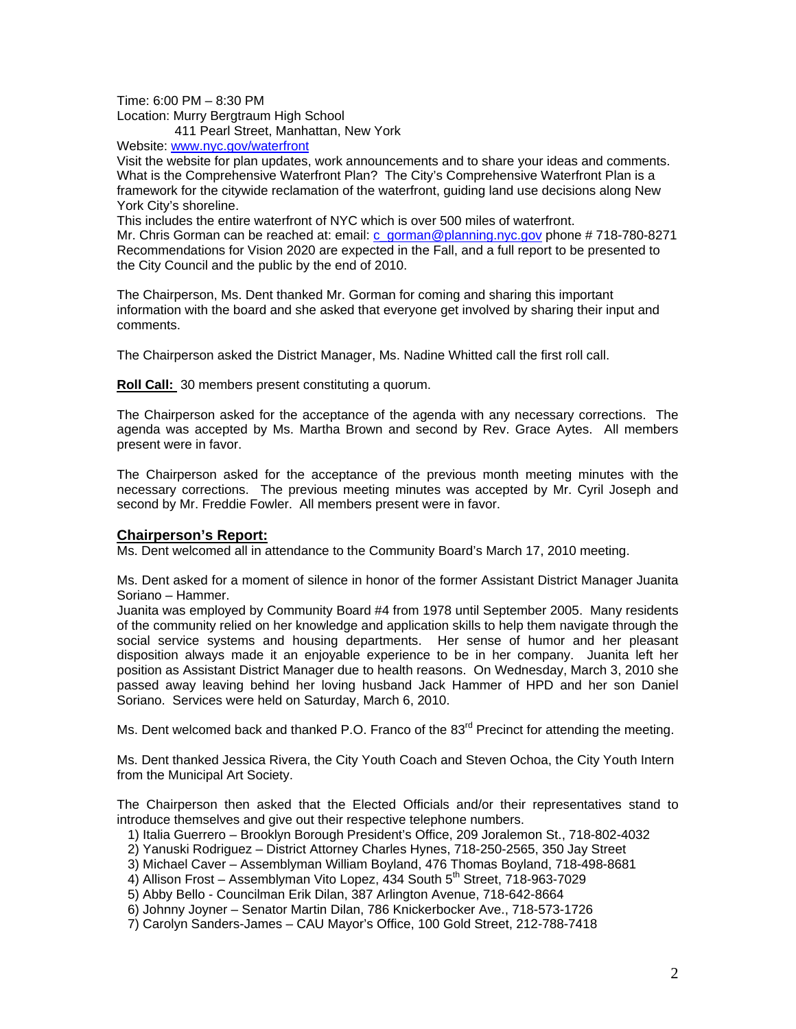Time: 6:00 PM – 8:30 PM
Location: Murry Bergtraum High School
411 Pearl Street, Manhattan, New York
Website: www.nyc.gov/waterfront
Visit the website for plan updates, work announcements and to share your ideas and comments.
What is the Comprehensive Waterfront Plan? The City's Comprehensive Waterfront Plan is a framework for the citywide reclamation of the waterfront, guiding land use decisions along New York City's shoreline.
This includes the entire waterfront of NYC which is over 500 miles of waterfront.
Mr. Chris Gorman can be reached at: email: c_gorman@planning.nyc.gov phone # 718-780-8271
Recommendations for Vision 2020 are expected in the Fall, and a full report to be presented to the City Council and the public by the end of 2010.

The Chairperson, Ms. Dent thanked Mr. Gorman for coming and sharing this important information with the board and she asked that everyone get involved by sharing their input and comments.

The Chairperson asked the District Manager, Ms. Nadine Whitted call the first roll call.

**Roll Call:** 30 members present constituting a quorum.

The Chairperson asked for the acceptance of the agenda with any necessary corrections. The agenda was accepted by Ms. Martha Brown and second by Rev. Grace Aytes. All members present were in favor.

The Chairperson asked for the acceptance of the previous month meeting minutes with the necessary corrections. The previous meeting minutes was accepted by Mr. Cyril Joseph and second by Mr. Freddie Fowler. All members present were in favor.

## Chairperson's Report:

Ms. Dent welcomed all in attendance to the Community Board's March 17, 2010 meeting.

Ms. Dent asked for a moment of silence in honor of the former Assistant District Manager Juanita Soriano – Hammer.
Juanita was employed by Community Board #4 from 1978 until September 2005. Many residents of the community relied on her knowledge and application skills to help them navigate through the social service systems and housing departments. Her sense of humor and her pleasant disposition always made it an enjoyable experience to be in her company. Juanita left her position as Assistant District Manager due to health reasons. On Wednesday, March 3, 2010 she passed away leaving behind her loving husband Jack Hammer of HPD and her son Daniel Soriano. Services were held on Saturday, March 6, 2010.

Ms. Dent welcomed back and thanked P.O. Franco of the 83rd Precinct for attending the meeting.

Ms. Dent thanked Jessica Rivera, the City Youth Coach and Steven Ochoa, the City Youth Intern from the Municipal Art Society.

The Chairperson then asked that the Elected Officials and/or their representatives stand to introduce themselves and give out their respective telephone numbers.

1) Italia Guerrero – Brooklyn Borough President's Office, 209 Joralemon St., 718-802-4032
2) Yanuski Rodriguez – District Attorney Charles Hynes, 718-250-2565, 350 Jay Street
3) Michael Caver – Assemblyman William Boyland, 476 Thomas Boyland, 718-498-8681
4) Allison Frost – Assemblyman Vito Lopez, 434 South 5th Street, 718-963-7029
5) Abby Bello - Councilman Erik Dilan, 387 Arlington Avenue, 718-642-8664
6) Johnny Joyner – Senator Martin Dilan, 786 Knickerbocker Ave., 718-573-1726
7) Carolyn Sanders-James – CAU Mayor's Office, 100 Gold Street, 212-788-7418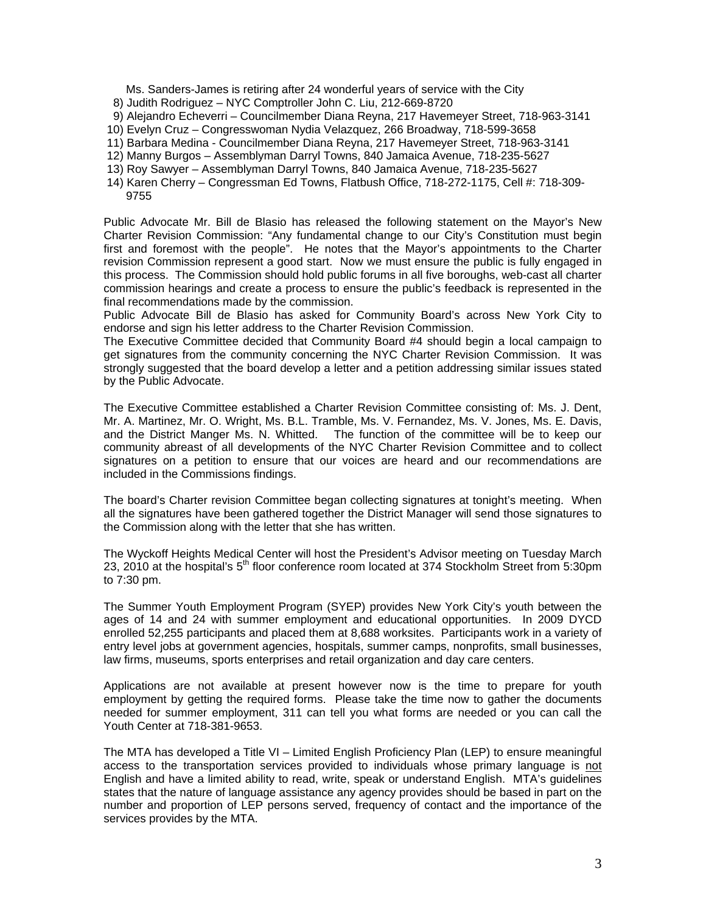Ms. Sanders-James is retiring after 24 wonderful years of service with the City

8) Judith Rodriguez – NYC Comptroller John C. Liu, 212-669-8720
9) Alejandro Echeverri – Councilmember Diana Reyna, 217 Havemeyer Street, 718-963-3141
10) Evelyn Cruz – Congresswoman Nydia Velazquez, 266 Broadway, 718-599-3658
11) Barbara Medina - Councilmember Diana Reyna, 217 Havemeyer Street, 718-963-3141
12) Manny Burgos – Assemblyman Darryl Towns, 840 Jamaica Avenue, 718-235-5627
13) Roy Sawyer – Assemblyman Darryl Towns, 840 Jamaica Avenue, 718-235-5627
14) Karen Cherry – Congressman Ed Towns, Flatbush Office, 718-272-1175, Cell #: 718-309-9755

Public Advocate Mr. Bill de Blasio has released the following statement on the Mayor's New Charter Revision Commission: "Any fundamental change to our City's Constitution must begin first and foremost with the people". He notes that the Mayor's appointments to the Charter revision Commission represent a good start. Now we must ensure the public is fully engaged in this process. The Commission should hold public forums in all five boroughs, web-cast all charter commission hearings and create a process to ensure the public's feedback is represented in the final recommendations made by the commission.

Public Advocate Bill de Blasio has asked for Community Board's across New York City to endorse and sign his letter address to the Charter Revision Commission.

The Executive Committee decided that Community Board #4 should begin a local campaign to get signatures from the community concerning the NYC Charter Revision Commission. It was strongly suggested that the board develop a letter and a petition addressing similar issues stated by the Public Advocate.

The Executive Committee established a Charter Revision Committee consisting of: Ms. J. Dent, Mr. A. Martinez, Mr. O. Wright, Ms. B.L. Tramble, Ms. V. Fernandez, Ms. V. Jones, Ms. E. Davis, and the District Manger Ms. N. Whitted. The function of the committee will be to keep our community abreast of all developments of the NYC Charter Revision Committee and to collect signatures on a petition to ensure that our voices are heard and our recommendations are included in the Commissions findings.

The board's Charter revision Committee began collecting signatures at tonight's meeting. When all the signatures have been gathered together the District Manager will send those signatures to the Commission along with the letter that she has written.

The Wyckoff Heights Medical Center will host the President's Advisor meeting on Tuesday March 23, 2010 at the hospital's 5th floor conference room located at 374 Stockholm Street from 5:30pm to 7:30 pm.

The Summer Youth Employment Program (SYEP) provides New York City's youth between the ages of 14 and 24 with summer employment and educational opportunities. In 2009 DYCD enrolled 52,255 participants and placed them at 8,688 worksites. Participants work in a variety of entry level jobs at government agencies, hospitals, summer camps, nonprofits, small businesses, law firms, museums, sports enterprises and retail organization and day care centers.

Applications are not available at present however now is the time to prepare for youth employment by getting the required forms. Please take the time now to gather the documents needed for summer employment, 311 can tell you what forms are needed or you can call the Youth Center at 718-381-9653.

The MTA has developed a Title VI – Limited English Proficiency Plan (LEP) to ensure meaningful access to the transportation services provided to individuals whose primary language is not English and have a limited ability to read, write, speak or understand English. MTA's guidelines states that the nature of language assistance any agency provides should be based in part on the number and proportion of LEP persons served, frequency of contact and the importance of the services provides by the MTA.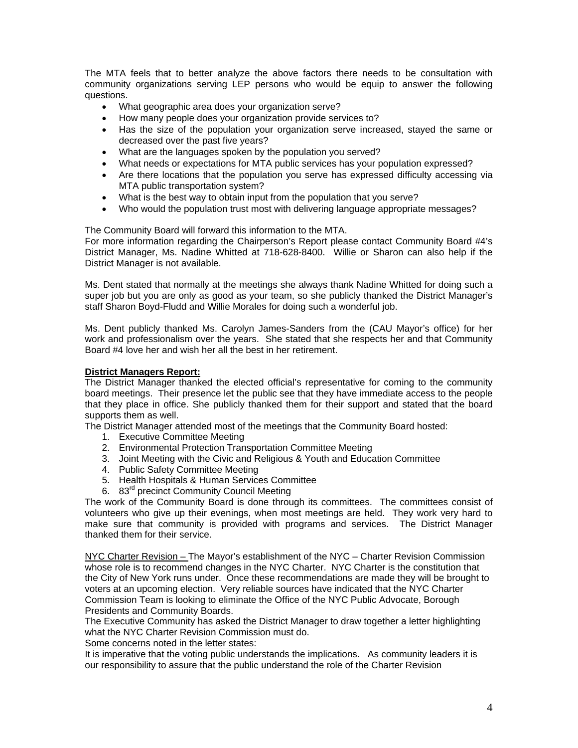The MTA feels that to better analyze the above factors there needs to be consultation with community organizations serving LEP persons who would be equip to answer the following questions.

- What geographic area does your organization serve?
- How many people does your organization provide services to?
- Has the size of the population your organization serve increased, stayed the same or decreased over the past five years?
- What are the languages spoken by the population you served?
- What needs or expectations for MTA public services has your population expressed?
- Are there locations that the population you serve has expressed difficulty accessing via MTA public transportation system?
- What is the best way to obtain input from the population that you serve?
- Who would the population trust most with delivering language appropriate messages?

The Community Board will forward this information to the MTA.
For more information regarding the Chairperson's Report please contact Community Board #4's District Manager, Ms. Nadine Whitted at 718-628-8400. Willie or Sharon can also help if the District Manager is not available.

Ms. Dent stated that normally at the meetings she always thank Nadine Whitted for doing such a super job but you are only as good as your team, so she publicly thanked the District Manager's staff Sharon Boyd-Fludd and Willie Morales for doing such a wonderful job.

Ms. Dent publicly thanked Ms. Carolyn James-Sanders from the (CAU Mayor's office) for her work and professionalism over the years. She stated that she respects her and that Community Board #4 love her and wish her all the best in her retirement.

**District Managers Report:**
The District Manager thanked the elected official's representative for coming to the community board meetings. Their presence let the public see that they have immediate access to the people that they place in office. She publicly thanked them for their support and stated that the board supports them as well.
The District Manager attended most of the meetings that the Community Board hosted:

1. Executive Committee Meeting
2. Environmental Protection Transportation Committee Meeting
3. Joint Meeting with the Civic and Religious & Youth and Education Committee
4. Public Safety Committee Meeting
5. Health Hospitals & Human Services Committee
6. 83rd precinct Community Council Meeting

The work of the Community Board is done through its committees. The committees consist of volunteers who give up their evenings, when most meetings are held. They work very hard to make sure that community is provided with programs and services. The District Manager thanked them for their service.

NYC Charter Revision – The Mayor's establishment of the NYC – Charter Revision Commission whose role is to recommend changes in the NYC Charter. NYC Charter is the constitution that the City of New York runs under. Once these recommendations are made they will be brought to voters at an upcoming election. Very reliable sources have indicated that the NYC Charter Commission Team is looking to eliminate the Office of the NYC Public Advocate, Borough Presidents and Community Boards.
The Executive Community has asked the District Manager to draw together a letter highlighting what the NYC Charter Revision Commission must do.
Some concerns noted in the letter states:
It is imperative that the voting public understands the implications. As community leaders it is our responsibility to assure that the public understand the role of the Charter Revision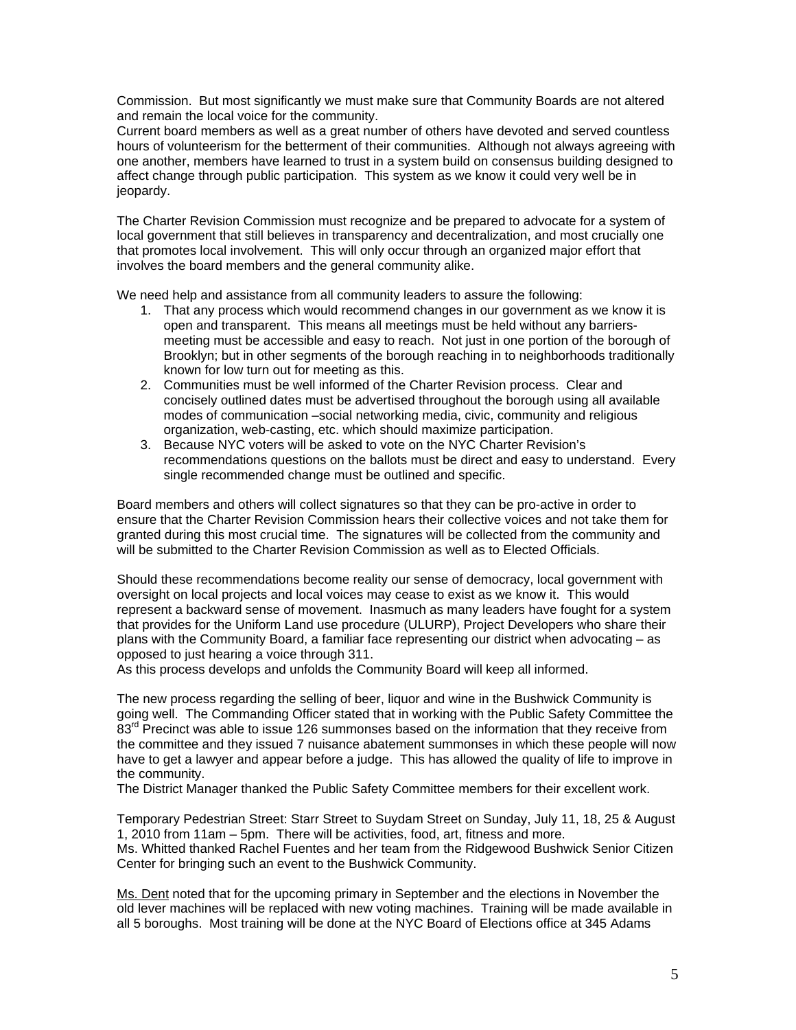Commission. But most significantly we must make sure that Community Boards are not altered and remain the local voice for the community.
Current board members as well as a great number of others have devoted and served countless hours of volunteerism for the betterment of their communities. Although not always agreeing with one another, members have learned to trust in a system build on consensus building designed to affect change through public participation. This system as we know it could very well be in jeopardy.

The Charter Revision Commission must recognize and be prepared to advocate for a system of local government that still believes in transparency and decentralization, and most crucially one that promotes local involvement. This will only occur through an organized major effort that involves the board members and the general community alike.

We need help and assistance from all community leaders to assure the following:

1. That any process which would recommend changes in our government as we know it is open and transparent. This means all meetings must be held without any barriers- meeting must be accessible and easy to reach. Not just in one portion of the borough of Brooklyn; but in other segments of the borough reaching in to neighborhoods traditionally known for low turn out for meeting as this.
2. Communities must be well informed of the Charter Revision process. Clear and concisely outlined dates must be advertised throughout the borough using all available modes of communication –social networking media, civic, community and religious organization, web-casting, etc. which should maximize participation.
3. Because NYC voters will be asked to vote on the NYC Charter Revision's recommendations questions on the ballots must be direct and easy to understand. Every single recommended change must be outlined and specific.

Board members and others will collect signatures so that they can be pro-active in order to ensure that the Charter Revision Commission hears their collective voices and not take them for granted during this most crucial time. The signatures will be collected from the community and will be submitted to the Charter Revision Commission as well as to Elected Officials.

Should these recommendations become reality our sense of democracy, local government with oversight on local projects and local voices may cease to exist as we know it. This would represent a backward sense of movement. Inasmuch as many leaders have fought for a system that provides for the Uniform Land use procedure (ULURP), Project Developers who share their plans with the Community Board, a familiar face representing our district when advocating – as opposed to just hearing a voice through 311.
As this process develops and unfolds the Community Board will keep all informed.

The new process regarding the selling of beer, liquor and wine in the Bushwick Community is going well. The Commanding Officer stated that in working with the Public Safety Committee the 83rd Precinct was able to issue 126 summonses based on the information that they receive from the committee and they issued 7 nuisance abatement summonses in which these people will now have to get a lawyer and appear before a judge. This has allowed the quality of life to improve in the community.
The District Manager thanked the Public Safety Committee members for their excellent work.

Temporary Pedestrian Street: Starr Street to Suydam Street on Sunday, July 11, 18, 25 & August 1, 2010 from 11am – 5pm. There will be activities, food, art, fitness and more.
Ms. Whitted thanked Rachel Fuentes and her team from the Ridgewood Bushwick Senior Citizen Center for bringing such an event to the Bushwick Community.

<u>Ms. Dent</u> noted that for the upcoming primary in September and the elections in November the old lever machines will be replaced with new voting machines. Training will be made available in all 5 boroughs. Most training will be done at the NYC Board of Elections office at 345 Adams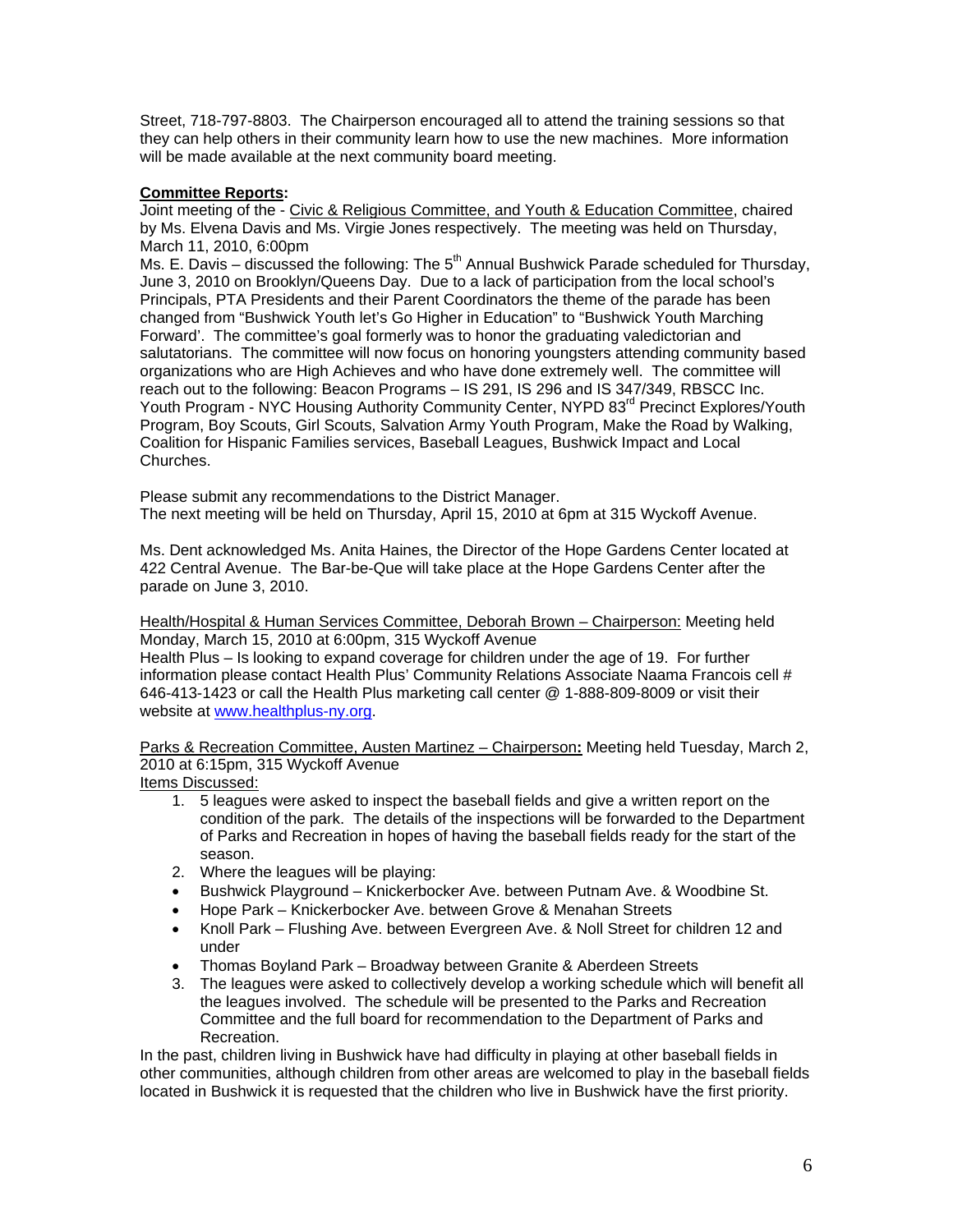Street, 718-797-8803. The Chairperson encouraged all to attend the training sessions so that they can help others in their community learn how to use the new machines. More information will be made available at the next community board meeting.

**Committee Reports:**

Joint meeting of the - Civic & Religious Committee, and Youth & Education Committee, chaired by Ms. Elvena Davis and Ms. Virgie Jones respectively. The meeting was held on Thursday, March 11, 2010, 6:00pm

Ms. E. Davis – discussed the following: The 5th Annual Bushwick Parade scheduled for Thursday, June 3, 2010 on Brooklyn/Queens Day. Due to a lack of participation from the local school's Principals, PTA Presidents and their Parent Coordinators the theme of the parade has been changed from "Bushwick Youth let's Go Higher in Education" to "Bushwick Youth Marching Forward'. The committee's goal formerly was to honor the graduating valedictorian and salutatorians. The committee will now focus on honoring youngsters attending community based organizations who are High Achieves and who have done extremely well. The committee will reach out to the following: Beacon Programs – IS 291, IS 296 and IS 347/349, RBSCC Inc. Youth Program - NYC Housing Authority Community Center, NYPD 83rd Precinct Explores/Youth Program, Boy Scouts, Girl Scouts, Salvation Army Youth Program, Make the Road by Walking, Coalition for Hispanic Families services, Baseball Leagues, Bushwick Impact and Local Churches.

Please submit any recommendations to the District Manager.
The next meeting will be held on Thursday, April 15, 2010 at 6pm at 315 Wyckoff Avenue.

Ms. Dent acknowledged Ms. Anita Haines, the Director of the Hope Gardens Center located at 422 Central Avenue. The Bar-be-Que will take place at the Hope Gardens Center after the parade on June 3, 2010.

Health/Hospital & Human Services Committee, Deborah Brown – Chairperson: Meeting held Monday, March 15, 2010 at 6:00pm, 315 Wyckoff Avenue

Health Plus – Is looking to expand coverage for children under the age of 19. For further information please contact Health Plus' Community Relations Associate Naama Francois cell # 646-413-1423 or call the Health Plus marketing call center @ 1-888-809-8009 or visit their website at www.healthplus-ny.org.

Parks & Recreation Committee, Austen Martinez – Chairperson**:** Meeting held Tuesday, March 2, 2010 at 6:15pm, 315 Wyckoff Avenue

Items Discussed:

1. 5 leagues were asked to inspect the baseball fields and give a written report on the condition of the park. The details of the inspections will be forwarded to the Department of Parks and Recreation in hopes of having the baseball fields ready for the start of the season.
2. Where the leagues will be playing:
   - Bushwick Playground – Knickerbocker Ave. between Putnam Ave. & Woodbine St.
   - Hope Park – Knickerbocker Ave. between Grove & Menahan Streets
   - Knoll Park – Flushing Ave. between Evergreen Ave. & Noll Street for children 12 and under
   - Thomas Boyland Park – Broadway between Granite & Aberdeen Streets
3. The leagues were asked to collectively develop a working schedule which will benefit all the leagues involved. The schedule will be presented to the Parks and Recreation Committee and the full board for recommendation to the Department of Parks and Recreation.

In the past, children living in Bushwick have had difficulty in playing at other baseball fields in other communities, although children from other areas are welcomed to play in the baseball fields located in Bushwick it is requested that the children who live in Bushwick have the first priority.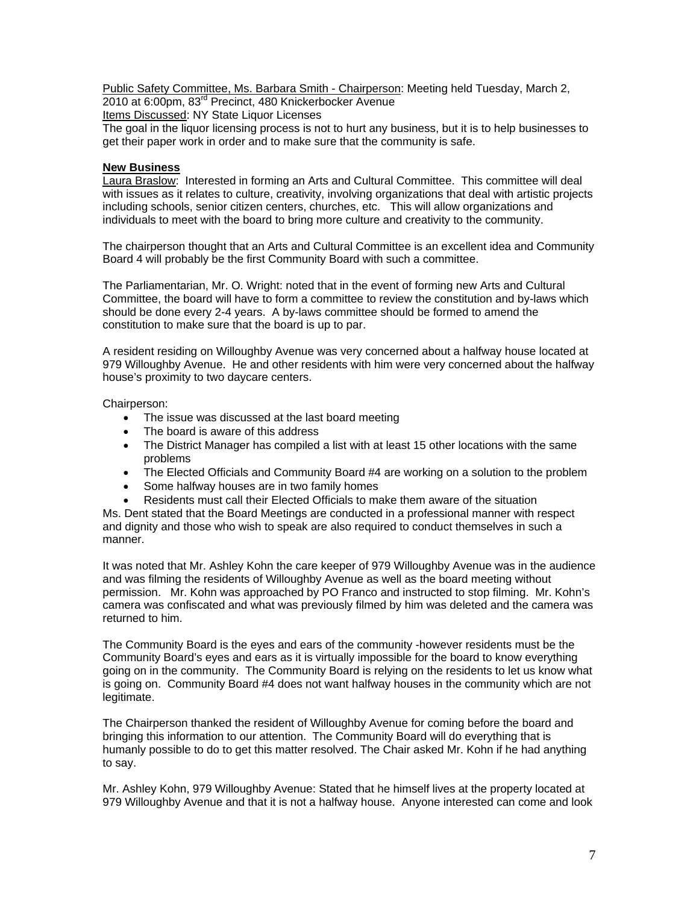Public Safety Committee, Ms. Barbara Smith - Chairperson: Meeting held Tuesday, March 2, 2010 at 6:00pm, 83rd Precinct, 480 Knickerbocker Avenue

Items Discussed: NY State Liquor Licenses

The goal in the liquor licensing process is not to hurt any business, but it is to help businesses to get their paper work in order and to make sure that the community is safe.

**New Business**

Laura Braslow: Interested in forming an Arts and Cultural Committee. This committee will deal with issues as it relates to culture, creativity, involving organizations that deal with artistic projects including schools, senior citizen centers, churches, etc. This will allow organizations and individuals to meet with the board to bring more culture and creativity to the community.

The chairperson thought that an Arts and Cultural Committee is an excellent idea and Community Board 4 will probably be the first Community Board with such a committee.

The Parliamentarian, Mr. O. Wright: noted that in the event of forming new Arts and Cultural Committee, the board will have to form a committee to review the constitution and by-laws which should be done every 2-4 years. A by-laws committee should be formed to amend the constitution to make sure that the board is up to par.

A resident residing on Willoughby Avenue was very concerned about a halfway house located at 979 Willoughby Avenue. He and other residents with him were very concerned about the halfway house's proximity to two daycare centers.

Chairperson:

- The issue was discussed at the last board meeting
- The board is aware of this address
- The District Manager has compiled a list with at least 15 other locations with the same problems
- The Elected Officials and Community Board #4 are working on a solution to the problem
- Some halfway houses are in two family homes
- Residents must call their Elected Officials to make them aware of the situation

Ms. Dent stated that the Board Meetings are conducted in a professional manner with respect and dignity and those who wish to speak are also required to conduct themselves in such a manner.

It was noted that Mr. Ashley Kohn the care keeper of 979 Willoughby Avenue was in the audience and was filming the residents of Willoughby Avenue as well as the board meeting without permission. Mr. Kohn was approached by PO Franco and instructed to stop filming. Mr. Kohn's camera was confiscated and what was previously filmed by him was deleted and the camera was returned to him.

The Community Board is the eyes and ears of the community -however residents must be the Community Board's eyes and ears as it is virtually impossible for the board to know everything going on in the community. The Community Board is relying on the residents to let us know what is going on. Community Board #4 does not want halfway houses in the community which are not legitimate.

The Chairperson thanked the resident of Willoughby Avenue for coming before the board and bringing this information to our attention. The Community Board will do everything that is humanly possible to do to get this matter resolved. The Chair asked Mr. Kohn if he had anything to say.

Mr. Ashley Kohn, 979 Willoughby Avenue: Stated that he himself lives at the property located at 979 Willoughby Avenue and that it is not a halfway house. Anyone interested can come and look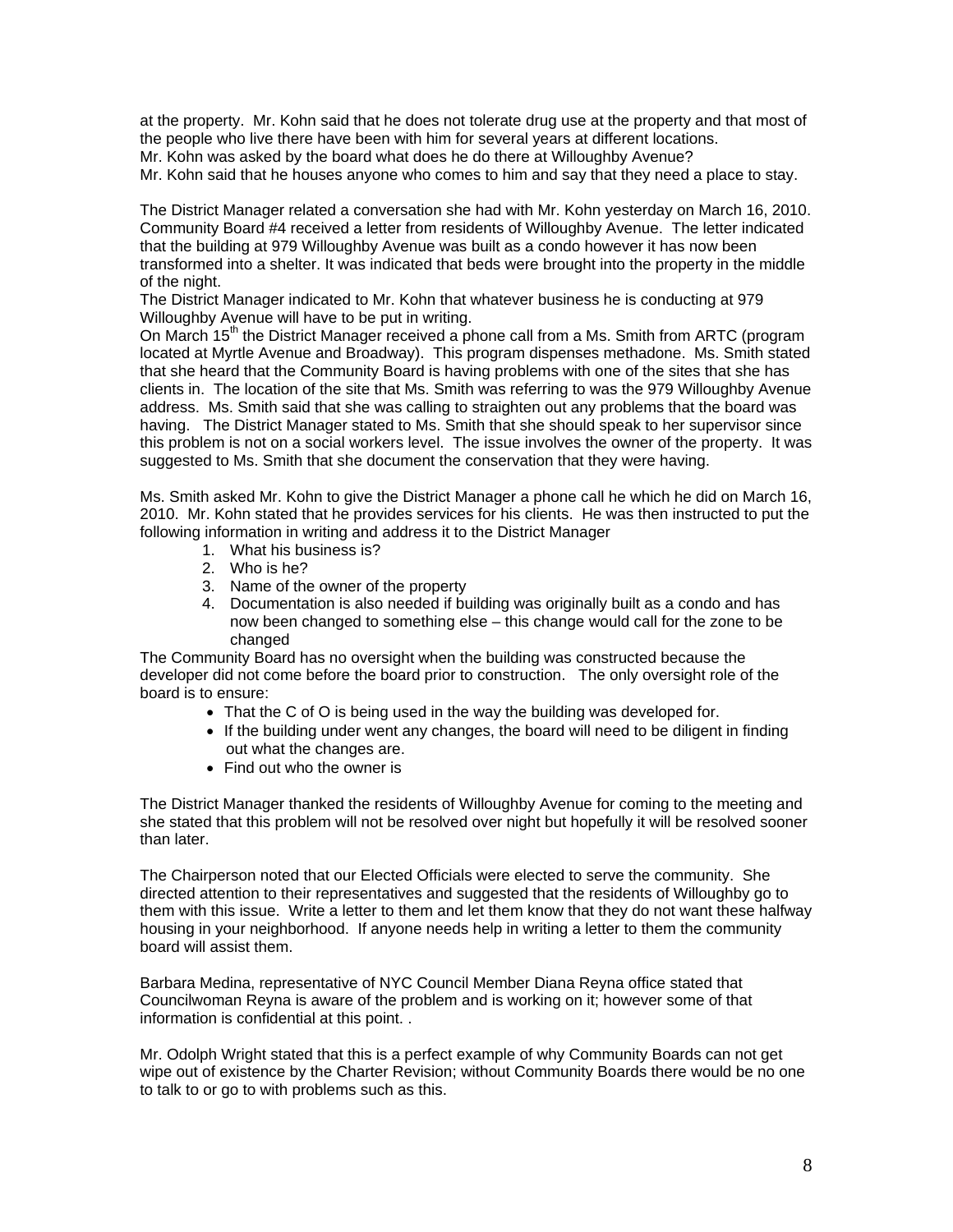at the property. Mr. Kohn said that he does not tolerate drug use at the property and that most of the people who live there have been with him for several years at different locations.
Mr. Kohn was asked by the board what does he do there at Willoughby Avenue?
Mr. Kohn said that he houses anyone who comes to him and say that they need a place to stay.

The District Manager related a conversation she had with Mr. Kohn yesterday on March 16, 2010. Community Board #4 received a letter from residents of Willoughby Avenue. The letter indicated that the building at 979 Willoughby Avenue was built as a condo however it has now been transformed into a shelter. It was indicated that beds were brought into the property in the middle of the night.
The District Manager indicated to Mr. Kohn that whatever business he is conducting at 979 Willoughby Avenue will have to be put in writing.
On March 15th the District Manager received a phone call from a Ms. Smith from ARTC (program located at Myrtle Avenue and Broadway). This program dispenses methadone. Ms. Smith stated that she heard that the Community Board is having problems with one of the sites that she has clients in. The location of the site that Ms. Smith was referring to was the 979 Willoughby Avenue address. Ms. Smith said that she was calling to straighten out any problems that the board was having. The District Manager stated to Ms. Smith that she should speak to her supervisor since this problem is not on a social workers level. The issue involves the owner of the property. It was suggested to Ms. Smith that she document the conservation that they were having.

Ms. Smith asked Mr. Kohn to give the District Manager a phone call he which he did on March 16, 2010. Mr. Kohn stated that he provides services for his clients. He was then instructed to put the following information in writing and address it to the District Manager

1. What his business is?
2. Who is he?
3. Name of the owner of the property
4. Documentation is also needed if building was originally built as a condo and has now been changed to something else – this change would call for the zone to be changed

The Community Board has no oversight when the building was constructed because the developer did not come before the board prior to construction. The only oversight role of the board is to ensure:

- That the C of O is being used in the way the building was developed for.
- If the building under went any changes, the board will need to be diligent in finding out what the changes are.
- Find out who the owner is

The District Manager thanked the residents of Willoughby Avenue for coming to the meeting and she stated that this problem will not be resolved over night but hopefully it will be resolved sooner than later.

The Chairperson noted that our Elected Officials were elected to serve the community. She directed attention to their representatives and suggested that the residents of Willoughby go to them with this issue. Write a letter to them and let them know that they do not want these halfway housing in your neighborhood. If anyone needs help in writing a letter to them the community board will assist them.

Barbara Medina, representative of NYC Council Member Diana Reyna office stated that Councilwoman Reyna is aware of the problem and is working on it; however some of that information is confidential at this point. .

Mr. Odolph Wright stated that this is a perfect example of why Community Boards can not get wipe out of existence by the Charter Revision; without Community Boards there would be no one to talk to or go to with problems such as this.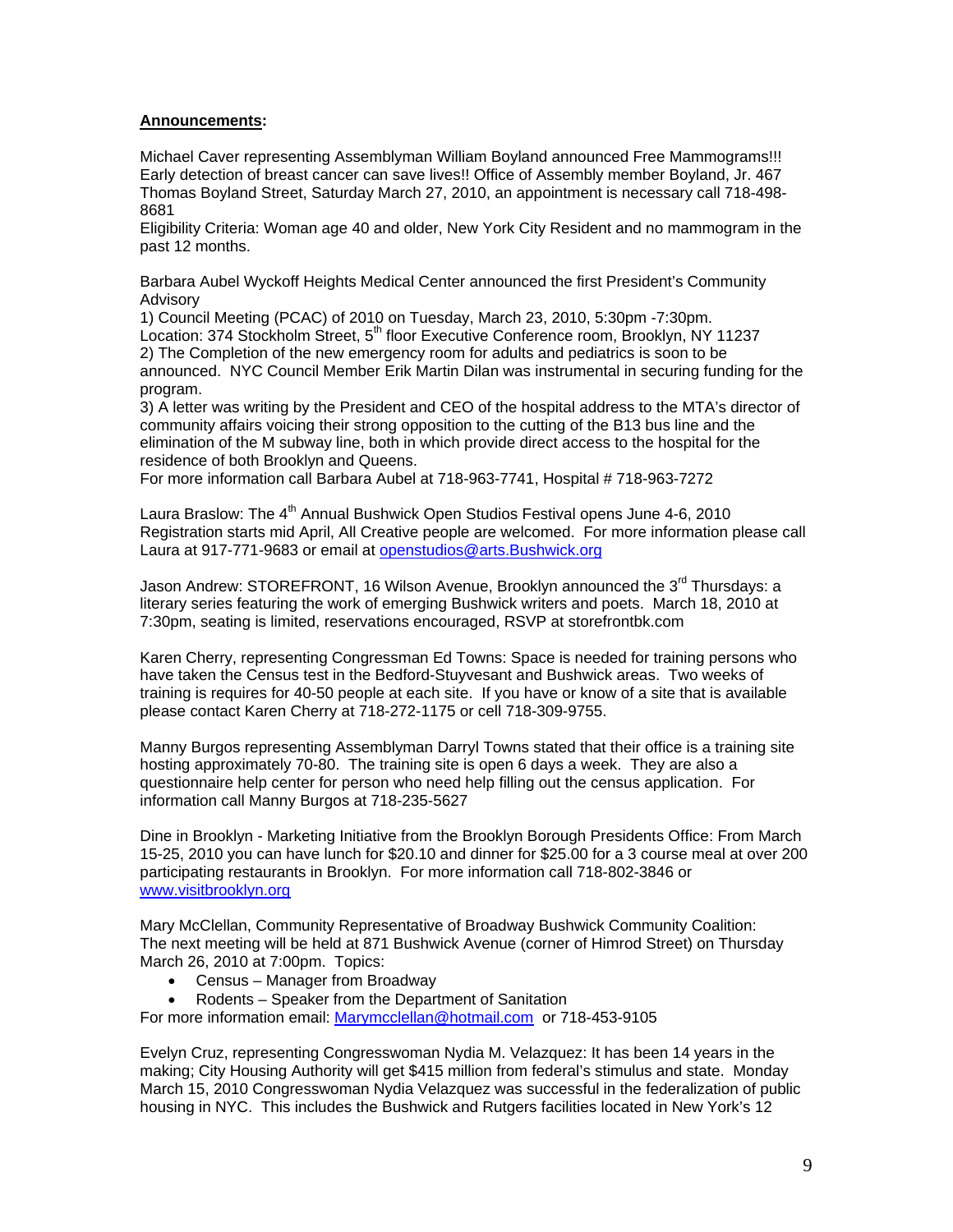**Announcements:**

Michael Caver representing Assemblyman William Boyland announced Free Mammograms!!! Early detection of breast cancer can save lives!! Office of Assembly member Boyland, Jr. 467 Thomas Boyland Street, Saturday March 27, 2010, an appointment is necessary call 718-498-8681

Eligibility Criteria: Woman age 40 and older, New York City Resident and no mammogram in the past 12 months.

Barbara Aubel Wyckoff Heights Medical Center announced the first President's Community Advisory

1) Council Meeting (PCAC) of 2010 on Tuesday, March 23, 2010, 5:30pm -7:30pm. Location: 374 Stockholm Street, 5th floor Executive Conference room, Brooklyn, NY 11237
2) The Completion of the new emergency room for adults and pediatrics is soon to be announced. NYC Council Member Erik Martin Dilan was instrumental in securing funding for the program.
3) A letter was writing by the President and CEO of the hospital address to the MTA's director of community affairs voicing their strong opposition to the cutting of the B13 bus line and the elimination of the M subway line, both in which provide direct access to the hospital for the residence of both Brooklyn and Queens.

For more information call Barbara Aubel at 718-963-7741, Hospital # 718-963-7272

Laura Braslow: The 4th Annual Bushwick Open Studios Festival opens June 4-6, 2010 Registration starts mid April, All Creative people are welcomed. For more information please call Laura at 917-771-9683 or email at openstudios@arts.Bushwick.org

Jason Andrew: STOREFRONT, 16 Wilson Avenue, Brooklyn announced the 3rd Thursdays: a literary series featuring the work of emerging Bushwick writers and poets. March 18, 2010 at 7:30pm, seating is limited, reservations encouraged, RSVP at storefrontbk.com

Karen Cherry, representing Congressman Ed Towns: Space is needed for training persons who have taken the Census test in the Bedford-Stuyvesant and Bushwick areas. Two weeks of training is requires for 40-50 people at each site. If you have or know of a site that is available please contact Karen Cherry at 718-272-1175 or cell 718-309-9755.

Manny Burgos representing Assemblyman Darryl Towns stated that their office is a training site hosting approximately 70-80. The training site is open 6 days a week. They are also a questionnaire help center for person who need help filling out the census application. For information call Manny Burgos at 718-235-5627

Dine in Brooklyn - Marketing Initiative from the Brooklyn Borough Presidents Office: From March 15-25, 2010 you can have lunch for $20.10 and dinner for $25.00 for a 3 course meal at over 200 participating restaurants in Brooklyn. For more information call 718-802-3846 or www.visitbrooklyn.org

Mary McClellan, Community Representative of Broadway Bushwick Community Coalition: The next meeting will be held at 871 Bushwick Avenue (corner of Himrod Street) on Thursday March 26, 2010 at 7:00pm. Topics:

- Census – Manager from Broadway
- Rodents – Speaker from the Department of Sanitation

For more information email: Marymcclellan@hotmail.com or 718-453-9105

Evelyn Cruz, representing Congresswoman Nydia M. Velazquez: It has been 14 years in the making; City Housing Authority will get $415 million from federal's stimulus and state. Monday March 15, 2010 Congresswoman Nydia Velazquez was successful in the federalization of public housing in NYC. This includes the Bushwick and Rutgers facilities located in New York's 12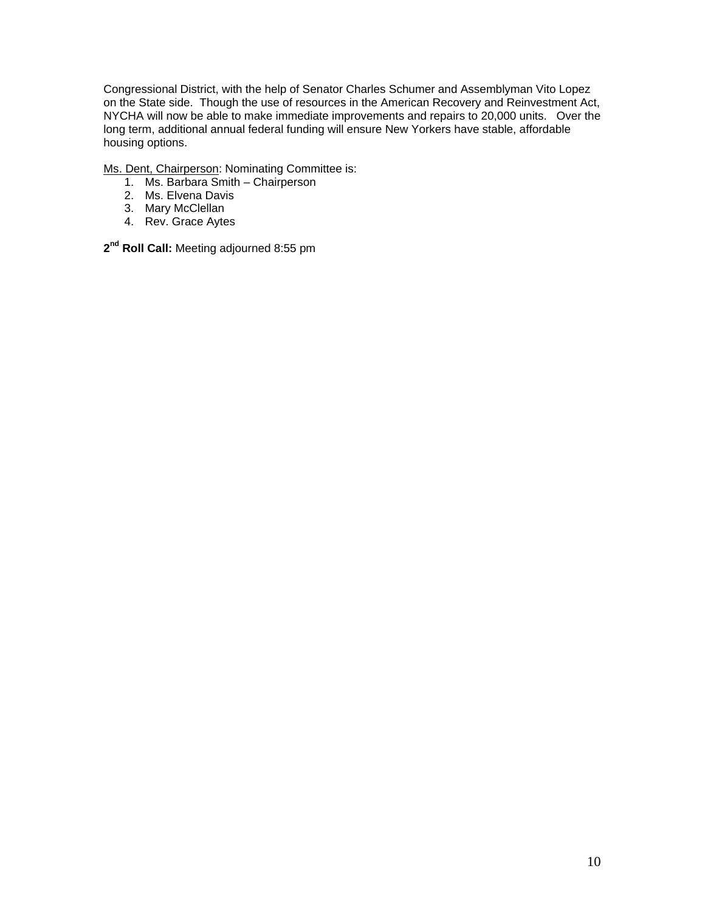Congressional District, with the help of Senator Charles Schumer and Assemblyman Vito Lopez on the State side. Though the use of resources in the American Recovery and Reinvestment Act, NYCHA will now be able to make immediate improvements and repairs to 20,000 units. Over the long term, additional annual federal funding will ensure New Yorkers have stable, affordable housing options.

<u>Ms. Dent, Chairperson</u>: Nominating Committee is:

1. Ms. Barbara Smith – Chairperson
2. Ms. Elvena Davis
3. Mary McClellan
4. Rev. Grace Aytes

**2nd Roll Call:** Meeting adjourned 8:55 pm